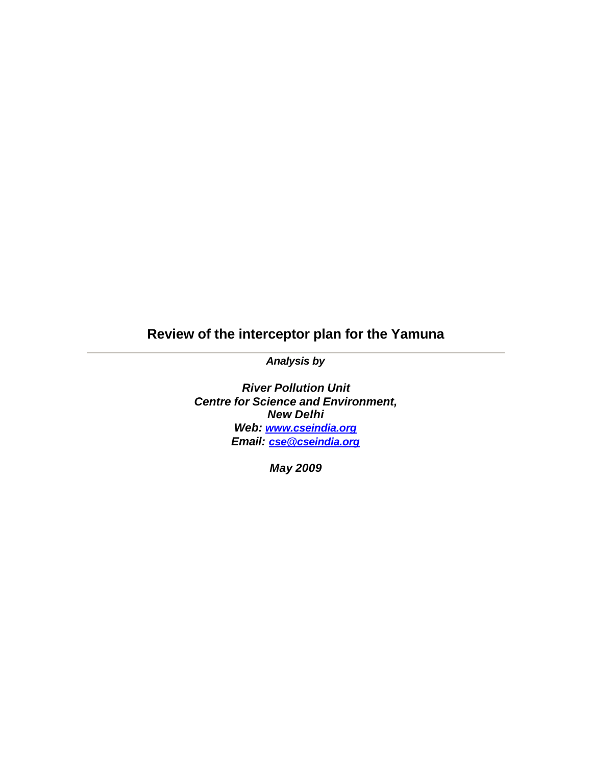# Review of the interceptor plan for the Yamuna

---

***Analysis by***

***River Pollution Unit***
***Centre for Science and Environment,***
***New Delhi***
***Web: [www.cseindia.org](http://www.cseindia.org)***
***Email: [cse@cseindia.org](mailto:cse@cseindia.org)***

***May 2009***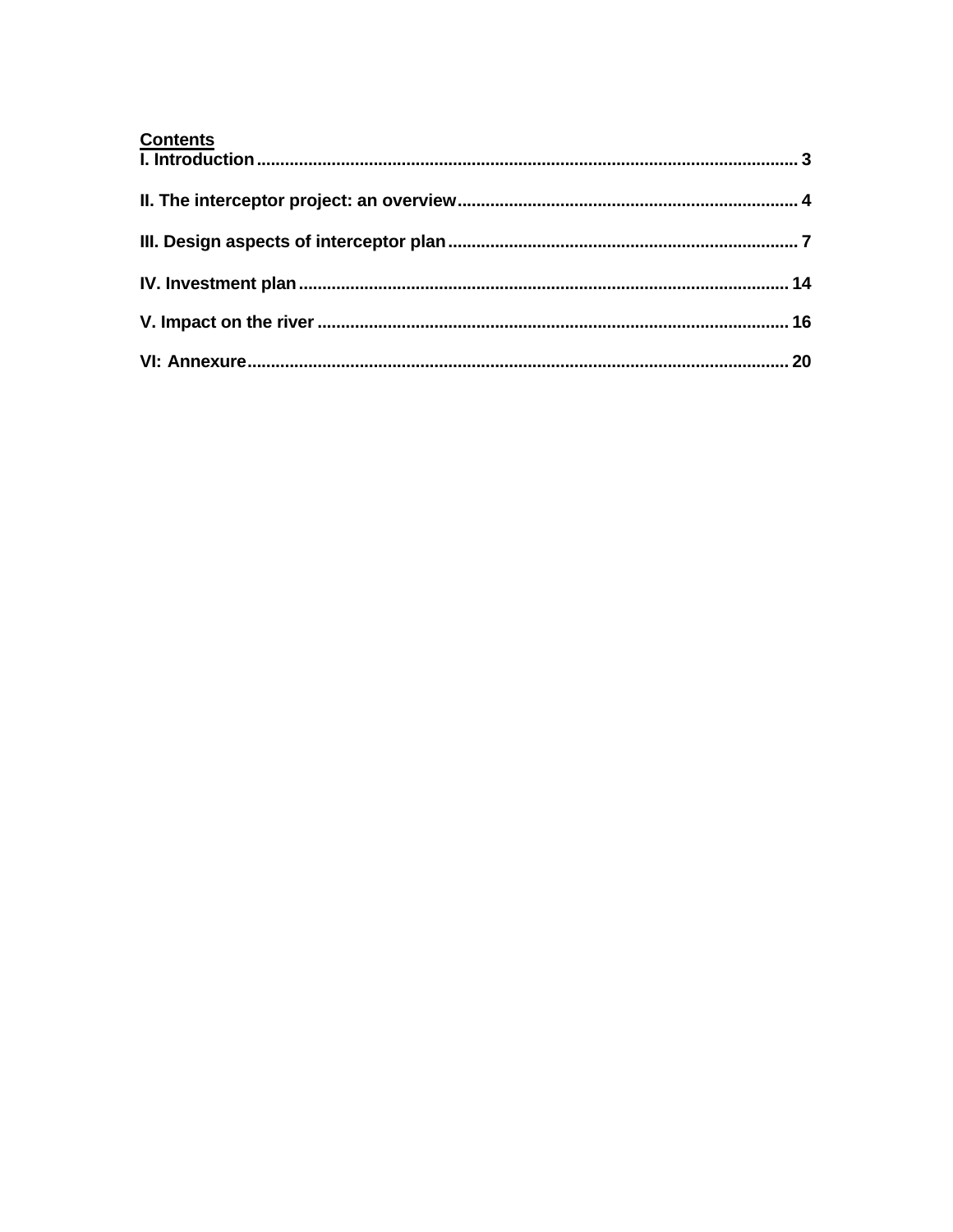**Contents**

**I. Introduction** ........................................................................................................ 3

**II. The interceptor project: an overview** .............................................................. 4

**III. Design aspects of interceptor plan** ................................................................ 7

**IV. Investment plan** ............................................................................................ 14

**V. Impact on the river** ......................................................................................... 16

**VI: Annexure** ........................................................................................................ 20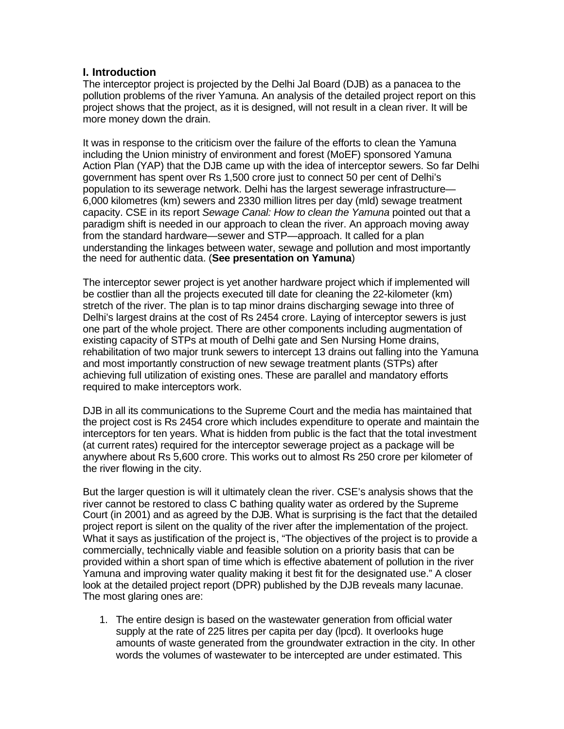## I. Introduction

The interceptor project is projected by the Delhi Jal Board (DJB) as a panacea to the pollution problems of the river Yamuna. An analysis of the detailed project report on this project shows that the project, as it is designed, will not result in a clean river. It will be more money down the drain.

It was in response to the criticism over the failure of the efforts to clean the Yamuna including the Union ministry of environment and forest (MoEF) sponsored Yamuna Action Plan (YAP) that the DJB came up with the idea of interceptor sewers. So far Delhi government has spent over Rs 1,500 crore just to connect 50 per cent of Delhi's population to its sewerage network. Delhi has the largest sewerage infrastructure—6,000 kilometres (km) sewers and 2330 million litres per day (mld) sewage treatment capacity. CSE in its report *Sewage Canal: How to clean the Yamuna* pointed out that a paradigm shift is needed in our approach to clean the river. An approach moving away from the standard hardware—sewer and STP—approach. It called for a plan understanding the linkages between water, sewage and pollution and most importantly the need for authentic data. (**See presentation on Yamuna**)

The interceptor sewer project is yet another hardware project which if implemented will be costlier than all the projects executed till date for cleaning the 22-kilometer (km) stretch of the river. The plan is to tap minor drains discharging sewage into three of Delhi's largest drains at the cost of Rs 2454 crore. Laying of interceptor sewers is just one part of the whole project. There are other components including augmentation of existing capacity of STPs at mouth of Delhi gate and Sen Nursing Home drains, rehabilitation of two major trunk sewers to intercept 13 drains out falling into the Yamuna and most importantly construction of new sewage treatment plants (STPs) after achieving full utilization of existing ones. These are parallel and mandatory efforts required to make interceptors work.

DJB in all its communications to the Supreme Court and the media has maintained that the project cost is Rs 2454 crore which includes expenditure to operate and maintain the interceptors for ten years. What is hidden from public is the fact that the total investment (at current rates) required for the interceptor sewerage project as a package will be anywhere about Rs 5,600 crore. This works out to almost Rs 250 crore per kilometer of the river flowing in the city.

But the larger question is will it ultimately clean the river. CSE's analysis shows that the river cannot be restored to class C bathing quality water as ordered by the Supreme Court (in 2001) and as agreed by the DJB. What is surprising is the fact that the detailed project report is silent on the quality of the river after the implementation of the project. What it says as justification of the project is, "The objectives of the project is to provide a commercially, technically viable and feasible solution on a priority basis that can be provided within a short span of time which is effective abatement of pollution in the river Yamuna and improving water quality making it best fit for the designated use." A closer look at the detailed project report (DPR) published by the DJB reveals many lacunae. The most glaring ones are:

1. The entire design is based on the wastewater generation from official water supply at the rate of 225 litres per capita per day (lpcd). It overlooks huge amounts of waste generated from the groundwater extraction in the city. In other words the volumes of wastewater to be intercepted are under estimated. This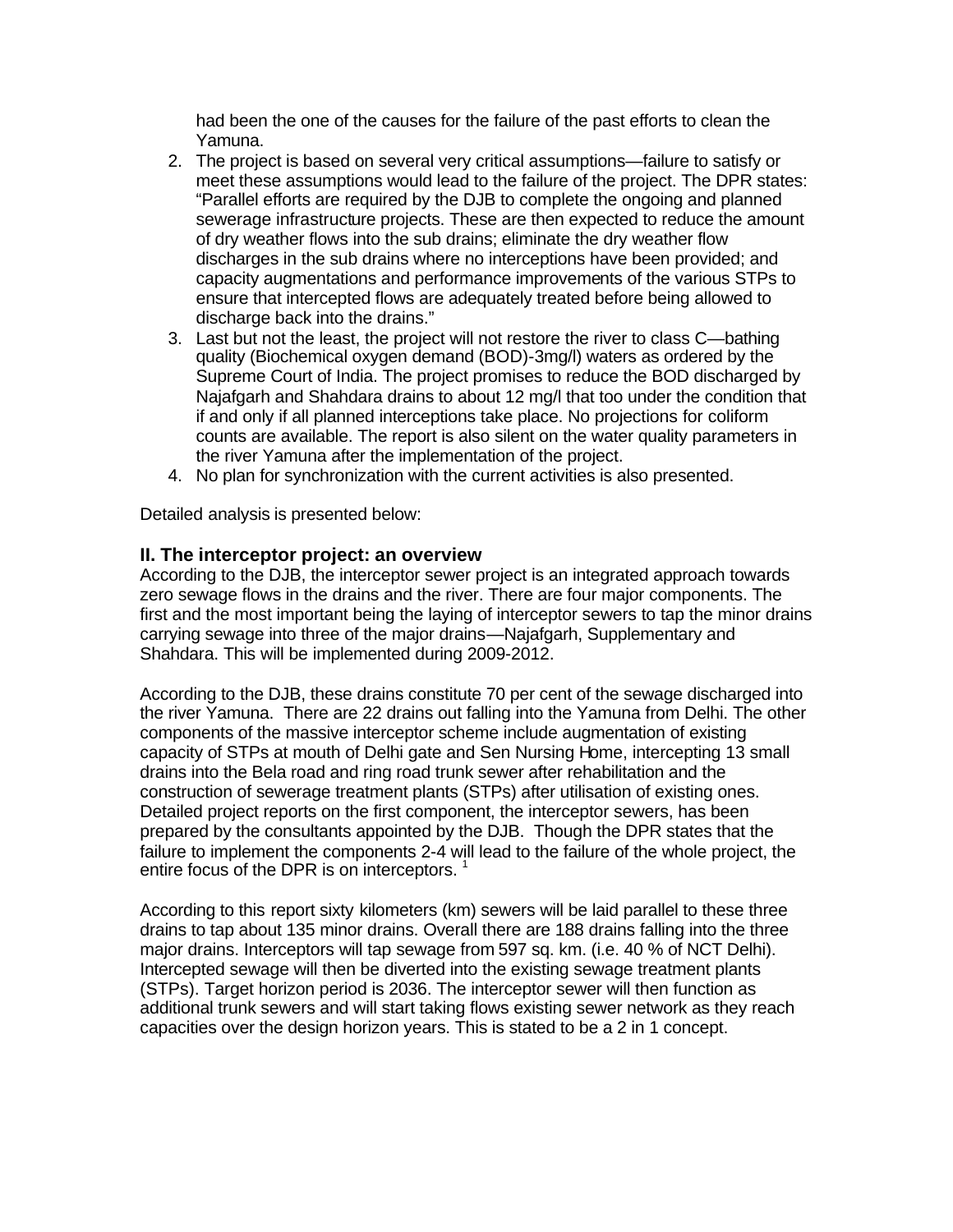had been the one of the causes for the failure of the past efforts to clean the Yamuna.

2. The project is based on several very critical assumptions—failure to satisfy or meet these assumptions would lead to the failure of the project. The DPR states: "Parallel efforts are required by the DJB to complete the ongoing and planned sewerage infrastructure projects. These are then expected to reduce the amount of dry weather flows into the sub drains; eliminate the dry weather flow discharges in the sub drains where no interceptions have been provided; and capacity augmentations and performance improvements of the various STPs to ensure that intercepted flows are adequately treated before being allowed to discharge back into the drains."
3. Last but not the least, the project will not restore the river to class C—bathing quality (Biochemical oxygen demand (BOD)-3mg/l) waters as ordered by the Supreme Court of India. The project promises to reduce the BOD discharged by Najafgarh and Shahdara drains to about 12 mg/l that too under the condition that if and only if all planned interceptions take place. No projections for coliform counts are available. The report is also silent on the water quality parameters in the river Yamuna after the implementation of the project.
4. No plan for synchronization with the current activities is also presented.

Detailed analysis is presented below:

## II. The interceptor project: an overview

According to the DJB, the interceptor sewer project is an integrated approach towards zero sewage flows in the drains and the river. There are four major components. The first and the most important being the laying of interceptor sewers to tap the minor drains carrying sewage into three of the major drains—Najafgarh, Supplementary and Shahdara. This will be implemented during 2009-2012.

According to the DJB, these drains constitute 70 per cent of the sewage discharged into the river Yamuna. There are 22 drains out falling into the Yamuna from Delhi. The other components of the massive interceptor scheme include augmentation of existing capacity of STPs at mouth of Delhi gate and Sen Nursing Home, intercepting 13 small drains into the Bela road and ring road trunk sewer after rehabilitation and the construction of sewerage treatment plants (STPs) after utilisation of existing ones. Detailed project reports on the first component, the interceptor sewers, has been prepared by the consultants appointed by the DJB. Though the DPR states that the failure to implement the components 2-4 will lead to the failure of the whole project, the entire focus of the DPR is on interceptors. [1]

According to this report sixty kilometers (km) sewers will be laid parallel to these three drains to tap about 135 minor drains. Overall there are 188 drains falling into the three major drains. Interceptors will tap sewage from 597 sq. km. (i.e. 40 % of NCT Delhi). Intercepted sewage will then be diverted into the existing sewage treatment plants (STPs). Target horizon period is 2036. The interceptor sewer will then function as additional trunk sewers and will start taking flows existing sewer network as they reach capacities over the design horizon years. This is stated to be a 2 in 1 concept.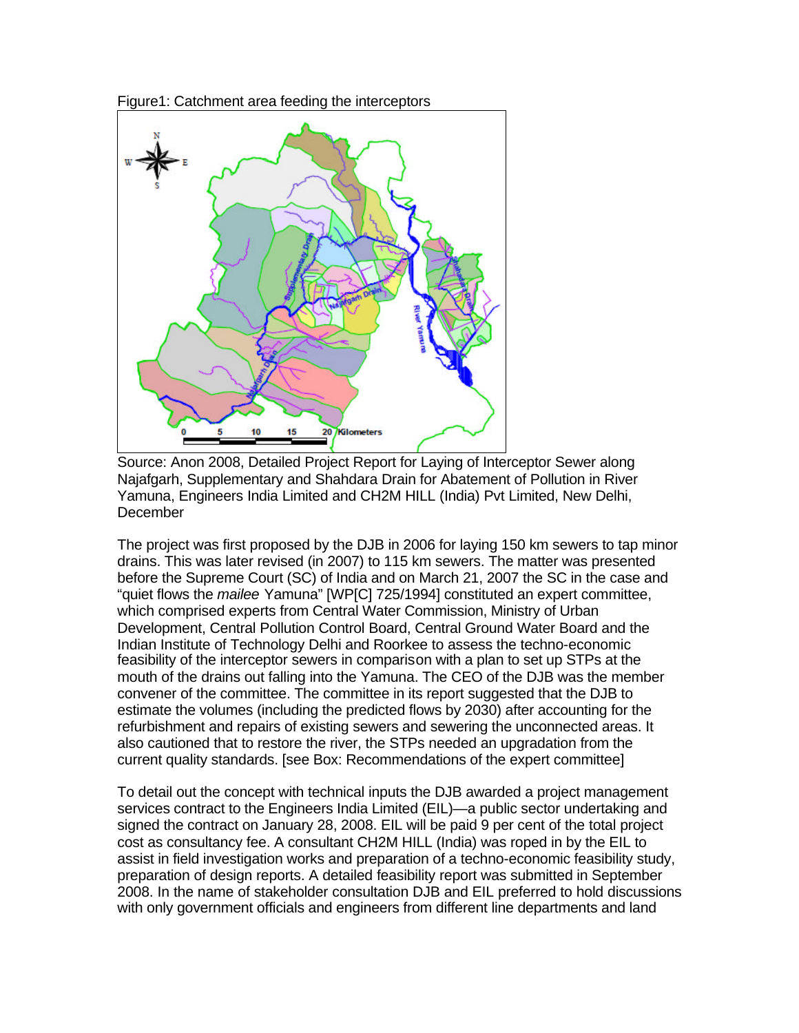Figure1: Catchment area feeding the interceptors

Source: Anon 2008, Detailed Project Report for Laying of Interceptor Sewer along Najafgarh, Supplementary and Shahdara Drain for Abatement of Pollution in River Yamuna, Engineers India Limited and CH2M HILL (India) Pvt Limited, New Delhi, December

The project was first proposed by the DJB in 2006 for laying 150 km sewers to tap minor drains. This was later revised (in 2007) to 115 km sewers. The matter was presented before the Supreme Court (SC) of India and on March 21, 2007 the SC in the case and "quiet flows the *mailee* Yamuna" [WP[C] 725/1994] constituted an expert committee, which comprised experts from Central Water Commission, Ministry of Urban Development, Central Pollution Control Board, Central Ground Water Board and the Indian Institute of Technology Delhi and Roorkee to assess the techno-economic feasibility of the interceptor sewers in comparison with a plan to set up STPs at the mouth of the drains out falling into the Yamuna. The CEO of the DJB was the member convener of the committee. The committee in its report suggested that the DJB to estimate the volumes (including the predicted flows by 2030) after accounting for the refurbishment and repairs of existing sewers and sewering the unconnected areas. It also cautioned that to restore the river, the STPs needed an upgradation from the current quality standards. [see Box: Recommendations of the expert committee]

To detail out the concept with technical inputs the DJB awarded a project management services contract to the Engineers India Limited (EIL)—a public sector undertaking and signed the contract on January 28, 2008. EIL will be paid 9 per cent of the total project cost as consultancy fee. A consultant CH2M HILL (India) was roped in by the EIL to assist in field investigation works and preparation of a techno-economic feasibility study, preparation of design reports. A detailed feasibility report was submitted in September 2008. In the name of stakeholder consultation DJB and EIL preferred to hold discussions with only government officials and engineers from different line departments and land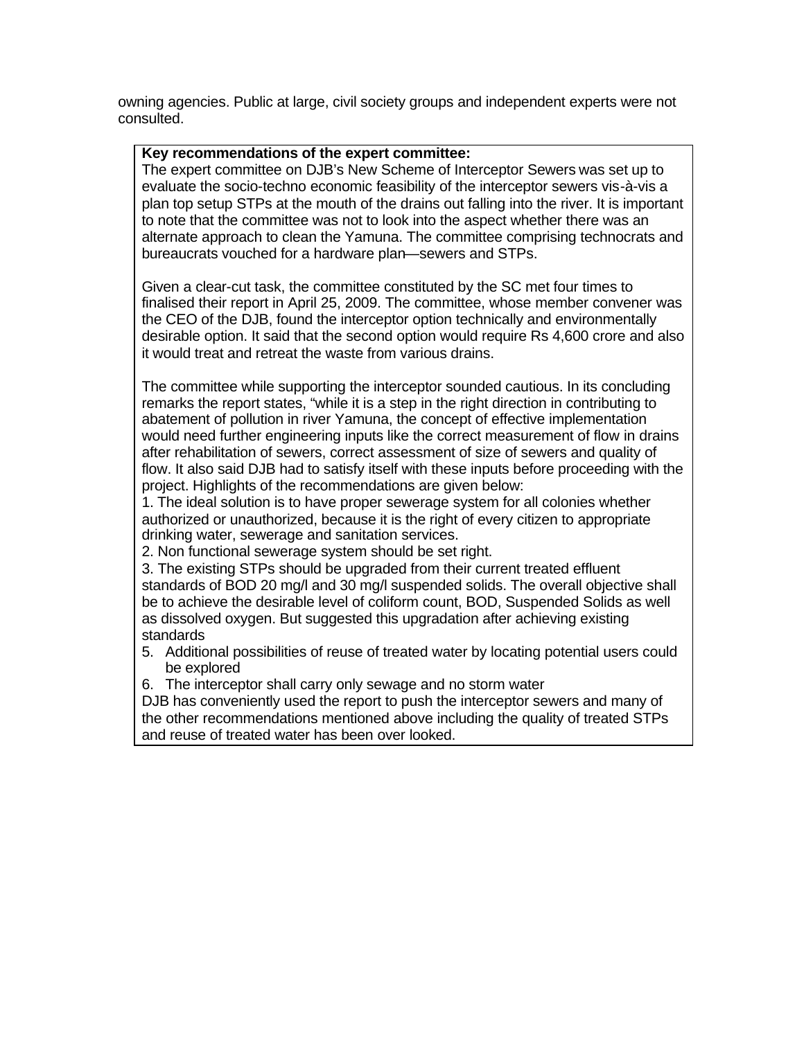owning agencies. Public at large, civil society groups and independent experts were not consulted.

**Key recommendations of the expert committee:**

The expert committee on DJB's New Scheme of Interceptor Sewers was set up to evaluate the socio-techno economic feasibility of the interceptor sewers vis-à-vis a plan top setup STPs at the mouth of the drains out falling into the river. It is important to note that the committee was not to look into the aspect whether there was an alternate approach to clean the Yamuna. The committee comprising technocrats and bureaucrats vouched for a hardware plan—sewers and STPs.

Given a clear-cut task, the committee constituted by the SC met four times to finalised their report in April 25, 2009. The committee, whose member convener was the CEO of the DJB, found the interceptor option technically and environmentally desirable option. It said that the second option would require Rs 4,600 crore and also it would treat and retreat the waste from various drains.

The committee while supporting the interceptor sounded cautious. In its concluding remarks the report states, "while it is a step in the right direction in contributing to abatement of pollution in river Yamuna, the concept of effective implementation would need further engineering inputs like the correct measurement of flow in drains after rehabilitation of sewers, correct assessment of size of sewers and quality of flow. It also said DJB had to satisfy itself with these inputs before proceeding with the project. Highlights of the recommendations are given below:

1. The ideal solution is to have proper sewerage system for all colonies whether authorized or unauthorized, because it is the right of every citizen to appropriate drinking water, sewerage and sanitation services.
2. Non functional sewerage system should be set right.
3. The existing STPs should be upgraded from their current treated effluent standards of BOD 20 mg/l and 30 mg/l suspended solids. The overall objective shall be to achieve the desirable level of coliform count, BOD, Suspended Solids as well as dissolved oxygen. But suggested this upgradation after achieving existing standards
5. Additional possibilities of reuse of treated water by locating potential users could be explored
6. The interceptor shall carry only sewage and no storm water

DJB has conveniently used the report to push the interceptor sewers and many of the other recommendations mentioned above including the quality of treated STPs and reuse of treated water has been over looked.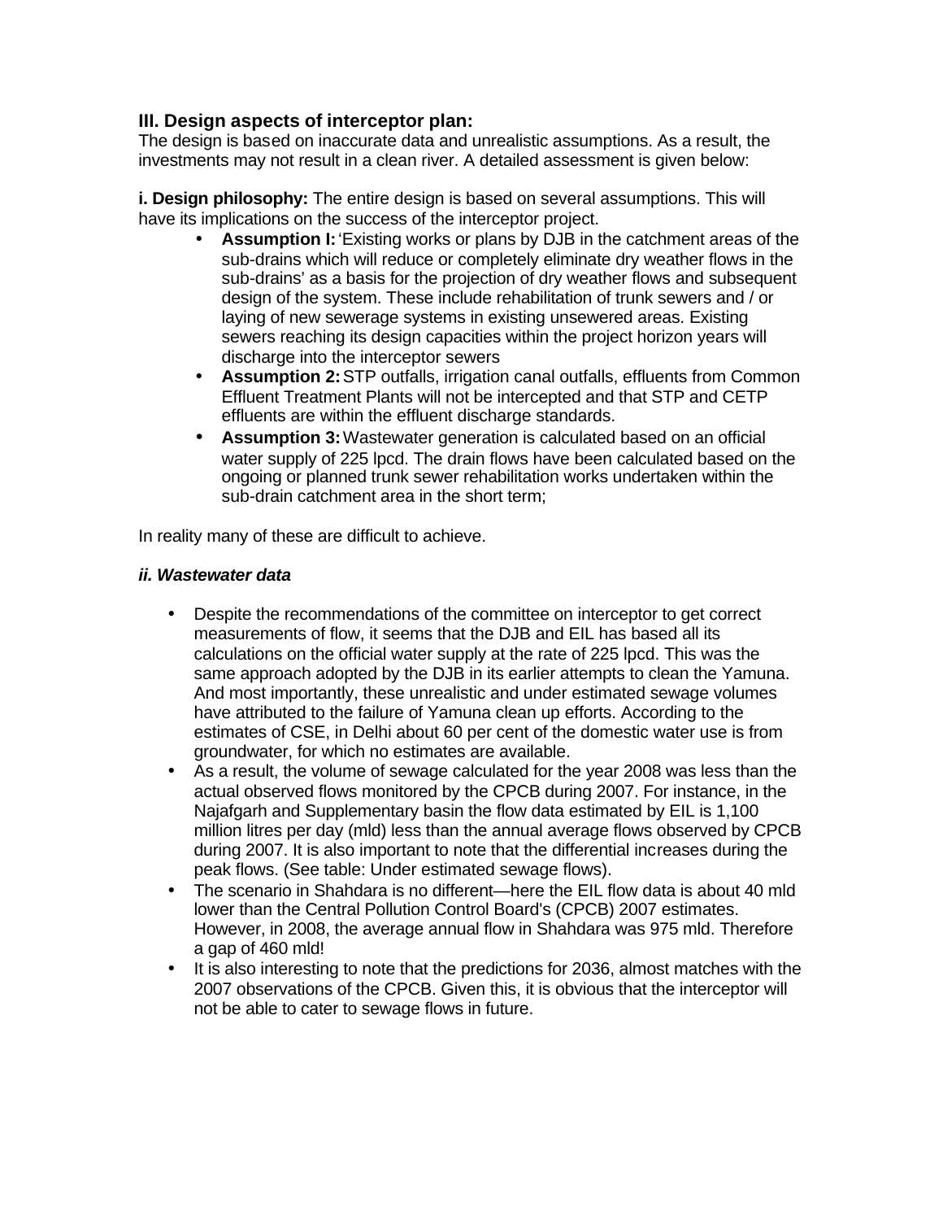### III. Design aspects of interceptor plan:

The design is based on inaccurate data and unrealistic assumptions. As a result, the investments may not result in a clean river. A detailed assessment is given below:

**i. Design philosophy:** The entire design is based on several assumptions. This will have its implications on the success of the interceptor project.

- **Assumption I:** 'Existing works or plans by DJB in the catchment areas of the sub-drains which will reduce or completely eliminate dry weather flows in the sub-drains' as a basis for the projection of dry weather flows and subsequent design of the system. These include rehabilitation of trunk sewers and / or laying of new sewerage systems in existing unsewered areas. Existing sewers reaching its design capacities within the project horizon years will discharge into the interceptor sewers
- **Assumption 2:** STP outfalls, irrigation canal outfalls, effluents from Common Effluent Treatment Plants will not be intercepted and that STP and CETP effluents are within the effluent discharge standards.
- **Assumption 3:** Wastewater generation is calculated based on an official water supply of 225 lpcd. The drain flows have been calculated based on the ongoing or planned trunk sewer rehabilitation works undertaken within the sub-drain catchment area in the short term;

In reality many of these are difficult to achieve.

***ii. Wastewater data***

- Despite the recommendations of the committee on interceptor to get correct measurements of flow, it seems that the DJB and EIL has based all its calculations on the official water supply at the rate of 225 lpcd. This was the same approach adopted by the DJB in its earlier attempts to clean the Yamuna. And most importantly, these unrealistic and under estimated sewage volumes have attributed to the failure of Yamuna clean up efforts. According to the estimates of CSE, in Delhi about 60 per cent of the domestic water use is from groundwater, for which no estimates are available.
- As a result, the volume of sewage calculated for the year 2008 was less than the actual observed flows monitored by the CPCB during 2007. For instance, in the Najafgarh and Supplementary basin the flow data estimated by EIL is 1,100 million litres per day (mld) less than the annual average flows observed by CPCB during 2007. It is also important to note that the differential increases during the peak flows. (See table: Under estimated sewage flows).
- The scenario in Shahdara is no different—here the EIL flow data is about 40 mld lower than the Central Pollution Control Board's (CPCB) 2007 estimates. However, in 2008, the average annual flow in Shahdara was 975 mld. Therefore a gap of 460 mld!
- It is also interesting to note that the predictions for 2036, almost matches with the 2007 observations of the CPCB. Given this, it is obvious that the interceptor will not be able to cater to sewage flows in future.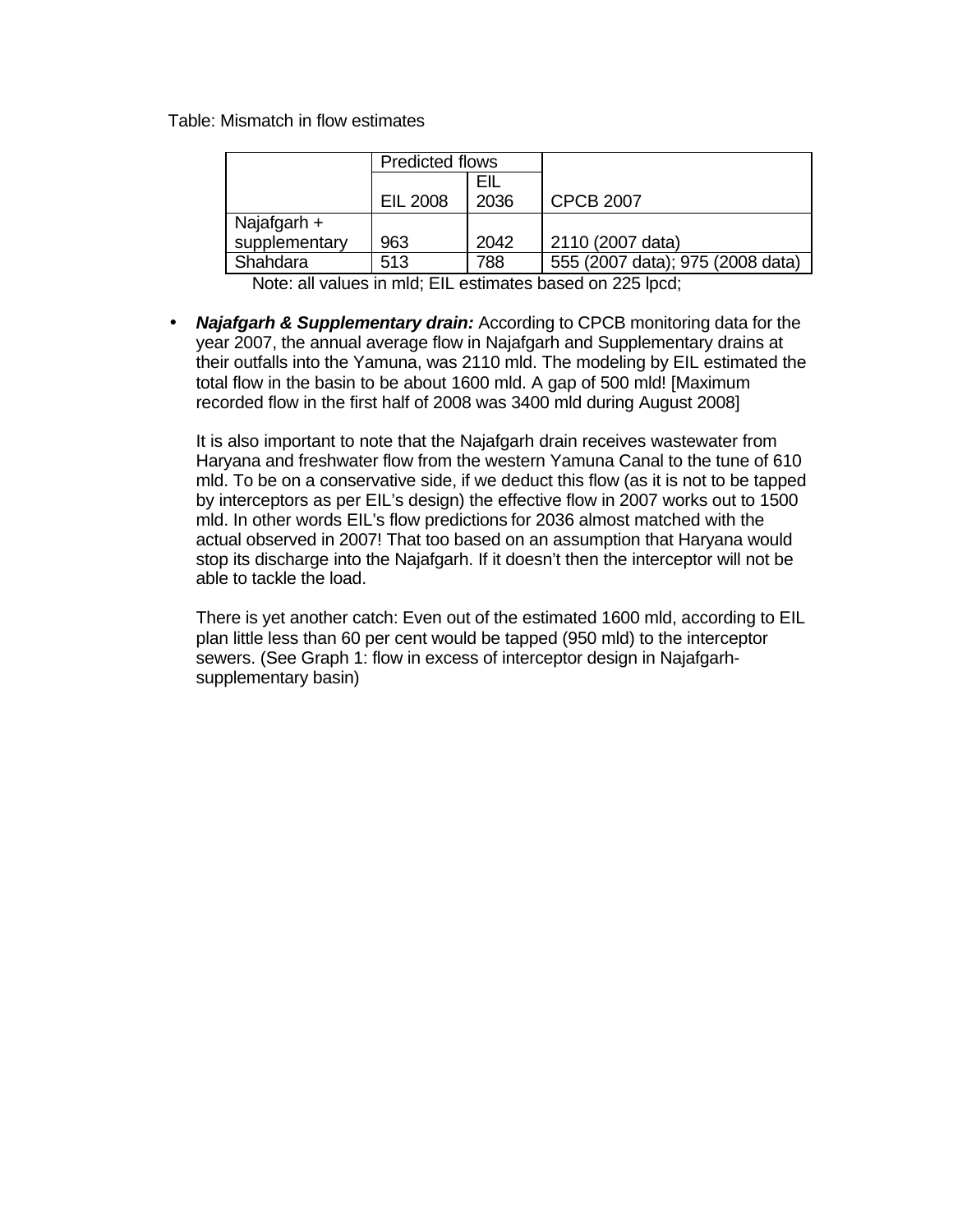Table: Mismatch in flow estimates

| | Predicted flows | | |
|---|---|---|---|
| | EIL 2008 | EIL 2036 | CPCB 2007 |
| Najafgarh + supplementary | 963 | 2042 | 2110 (2007 data) |
| Shahdara | 513 | 788 | 555 (2007 data); 975 (2008 data) |

Note: all values in mld; EIL estimates based on 225 lpcd;

- ***Najafgarh & Supplementary drain:*** According to CPCB monitoring data for the year 2007, the annual average flow in Najafgarh and Supplementary drains at their outfalls into the Yamuna, was 2110 mld. The modeling by EIL estimated the total flow in the basin to be about 1600 mld. A gap of 500 mld! [Maximum recorded flow in the first half of 2008 was 3400 mld during August 2008]

  It is also important to note that the Najafgarh drain receives wastewater from Haryana and freshwater flow from the western Yamuna Canal to the tune of 610 mld. To be on a conservative side, if we deduct this flow (as it is not to be tapped by interceptors as per EIL's design) the effective flow in 2007 works out to 1500 mld. In other words EIL's flow predictions for 2036 almost matched with the actual observed in 2007! That too based on an assumption that Haryana would stop its discharge into the Najafgarh. If it doesn't then the interceptor will not be able to tackle the load.

  There is yet another catch: Even out of the estimated 1600 mld, according to EIL plan little less than 60 per cent would be tapped (950 mld) to the interceptor sewers. (See Graph 1: flow in excess of interceptor design in Najafgarh-supplementary basin)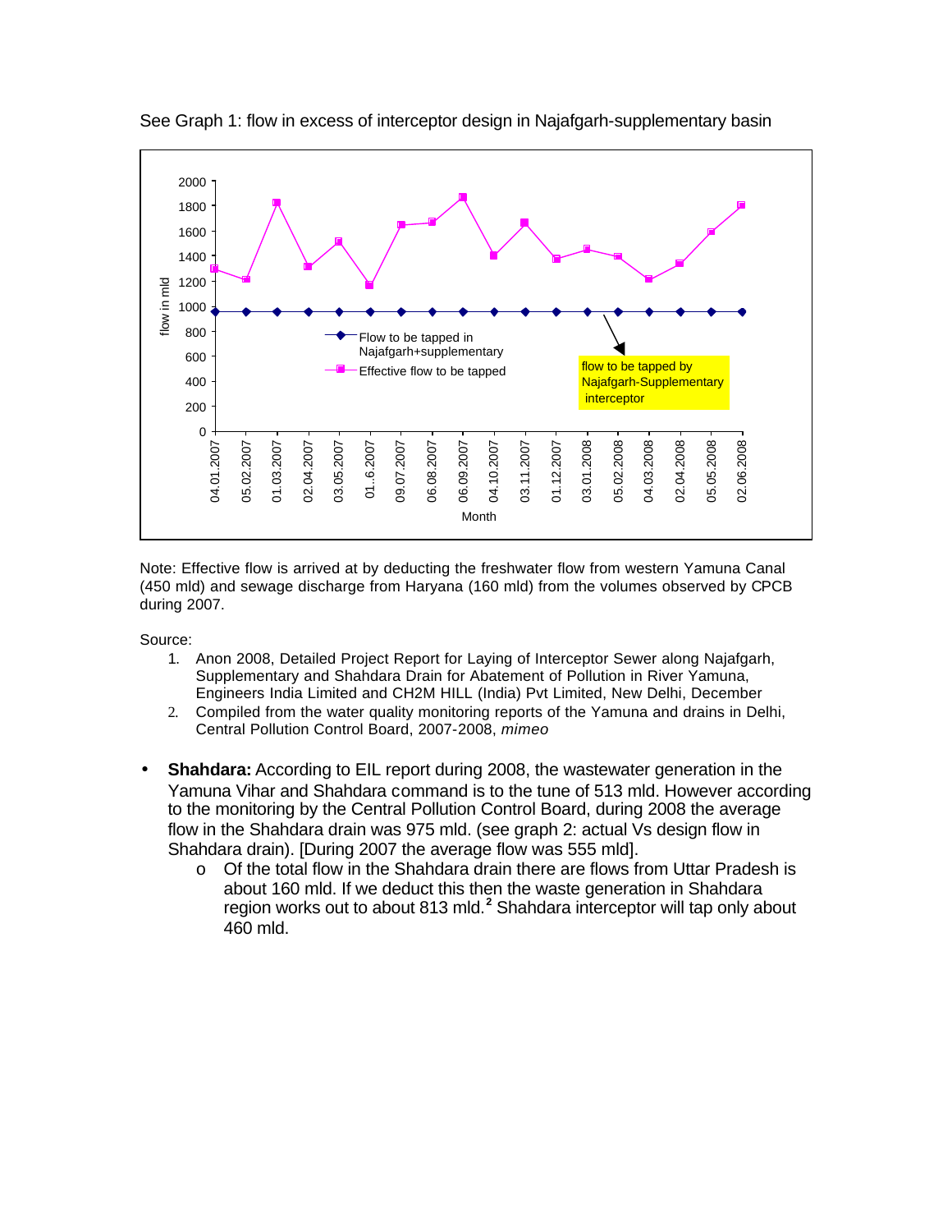See Graph 1: flow in excess of interceptor design in Najafgarh-supplementary basin

Note: Effective flow is arrived at by deducting the freshwater flow from western Yamuna Canal (450 mld) and sewage discharge from Haryana (160 mld) from the volumes observed by CPCB during 2007.

Source:

1. Anon 2008, Detailed Project Report for Laying of Interceptor Sewer along Najafgarh, Supplementary and Shahdara Drain for Abatement of Pollution in River Yamuna, Engineers India Limited and CH2M HILL (India) Pvt Limited, New Delhi, December
2. Compiled from the water quality monitoring reports of the Yamuna and drains in Delhi, Central Pollution Control Board, 2007-2008, *mimeo*

- **Shahdara:** According to EIL report during 2008, the wastewater generation in the Yamuna Vihar and Shahdara command is to the tune of 513 mld. However according to the monitoring by the Central Pollution Control Board, during 2008 the average flow in the Shahdara drain was 975 mld. (see graph 2: actual Vs design flow in Shahdara drain). [During 2007 the average flow was 555 mld].
  - Of the total flow in the Shahdara drain there are flows from Uttar Pradesh is about 160 mld. If we deduct this then the waste generation in Shahdara region works out to about 813 mld.[2] Shahdara interceptor will tap only about 460 mld.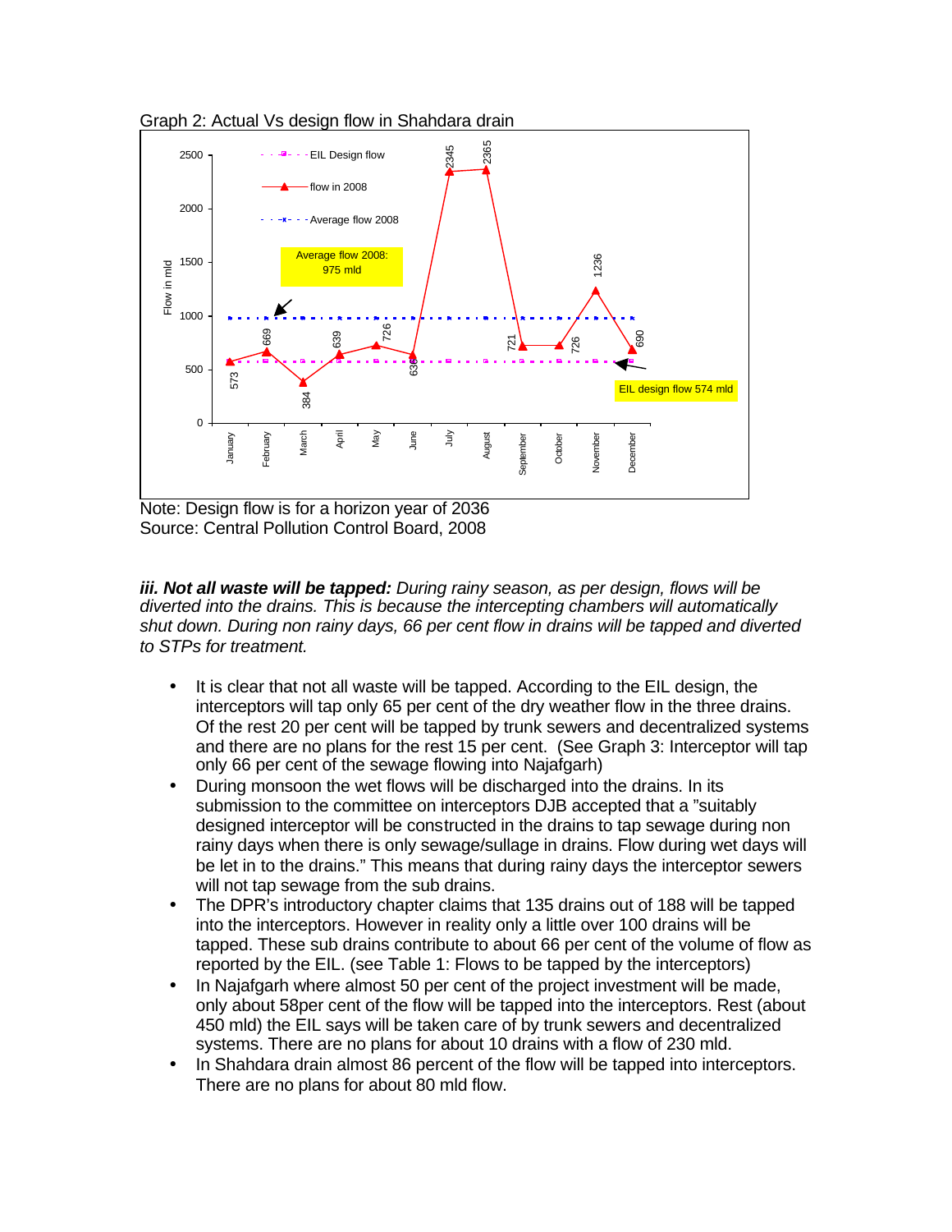Graph 2: Actual Vs design flow in Shahdara drain

Note: Design flow is for a horizon year of 2036
Source: Central Pollution Control Board, 2008

***iii. Not all waste will be tapped:*** *During rainy season, as per design, flows will be diverted into the drains. This is because the intercepting chambers will automatically shut down. During non rainy days, 66 per cent flow in drains will be tapped and diverted to STPs for treatment.*

- It is clear that not all waste will be tapped. According to the EIL design, the interceptors will tap only 65 per cent of the dry weather flow in the three drains. Of the rest 20 per cent will be tapped by trunk sewers and decentralized systems and there are no plans for the rest 15 per cent. (See Graph 3: Interceptor will tap only 66 per cent of the sewage flowing into Najafgarh)
- During monsoon the wet flows will be discharged into the drains. In its submission to the committee on interceptors DJB accepted that a "suitably designed interceptor will be constructed in the drains to tap sewage during non rainy days when there is only sewage/sullage in drains. Flow during wet days will be let in to the drains." This means that during rainy days the interceptor sewers will not tap sewage from the sub drains.
- The DPR's introductory chapter claims that 135 drains out of 188 will be tapped into the interceptors. However in reality only a little over 100 drains will be tapped. These sub drains contribute to about 66 per cent of the volume of flow as reported by the EIL. (see Table 1: Flows to be tapped by the interceptors)
- In Najafgarh where almost 50 per cent of the project investment will be made, only about 58per cent of the flow will be tapped into the interceptors. Rest (about 450 mld) the EIL says will be taken care of by trunk sewers and decentralized systems. There are no plans for about 10 drains with a flow of 230 mld.
- In Shahdara drain almost 86 percent of the flow will be tapped into interceptors. There are no plans for about 80 mld flow.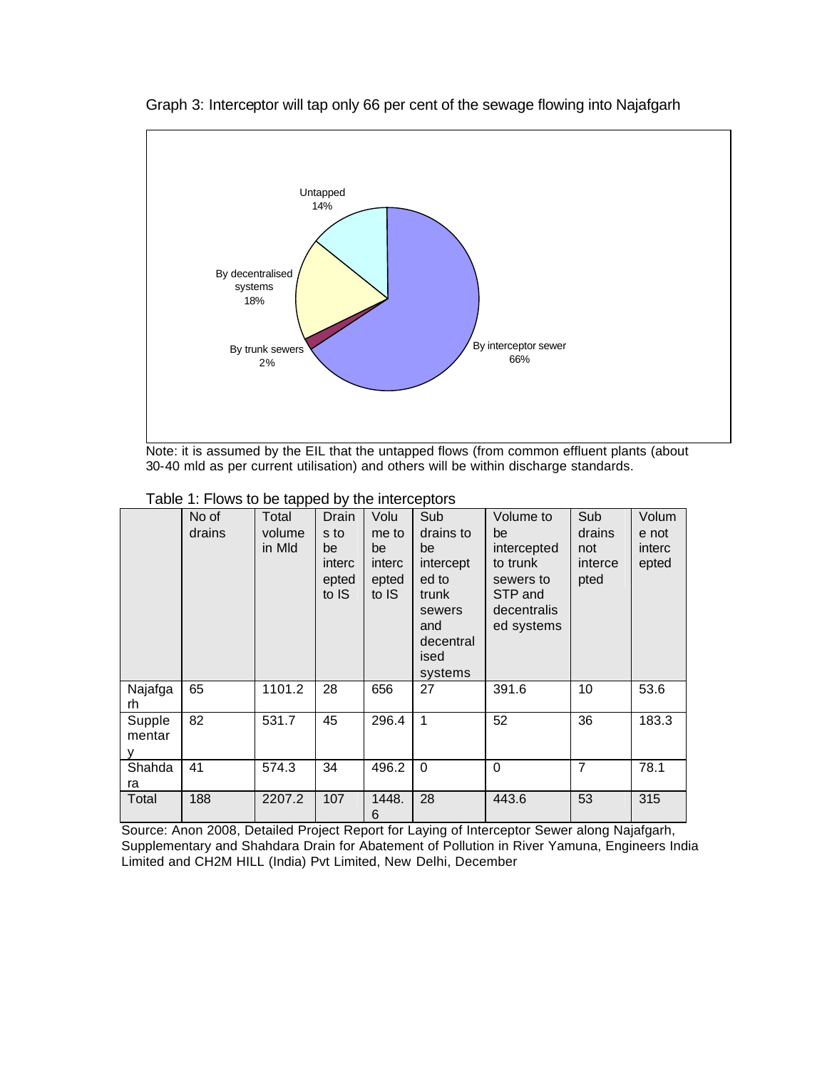Graph 3: Interceptor will tap only 66 per cent of the sewage flowing into Najafgarh

Untapped 14%

By decentralised systems 18%

By trunk sewers 2%

By interceptor sewer 66%

Note: it is assumed by the EIL that the untapped flows (from common effluent plants (about 30-40 mld as per current utilisation) and others will be within discharge standards.

Table 1: Flows to be tapped by the interceptors

| | No of drains | Total volume in Mld | Drains to be intercepted to IS | Volume to be intercepted to IS | Sub drains to be intercepted to trunk sewers and decentralised systems | Volume to be intercepted to trunk sewers to STP and decentralised systems | Sub drains not intercepted | Volume not intercepted |
|---|---|---|---|---|---|---|---|---|
| Najafgarh | 65 | 1101.2 | 28 | 656 | 27 | 391.6 | 10 | 53.6 |
| Supplementary | 82 | 531.7 | 45 | 296.4 | 1 | 52 | 36 | 183.3 |
| Shahdara | 41 | 574.3 | 34 | 496.2 | 0 | 0 | 7 | 78.1 |
| Total | 188 | 2207.2 | 107 | 1448.6 | 28 | 443.6 | 53 | 315 |

Source: Anon 2008, Detailed Project Report for Laying of Interceptor Sewer along Najafgarh, Supplementary and Shahdara Drain for Abatement of Pollution in River Yamuna, Engineers India Limited and CH2M HILL (India) Pvt Limited, New Delhi, December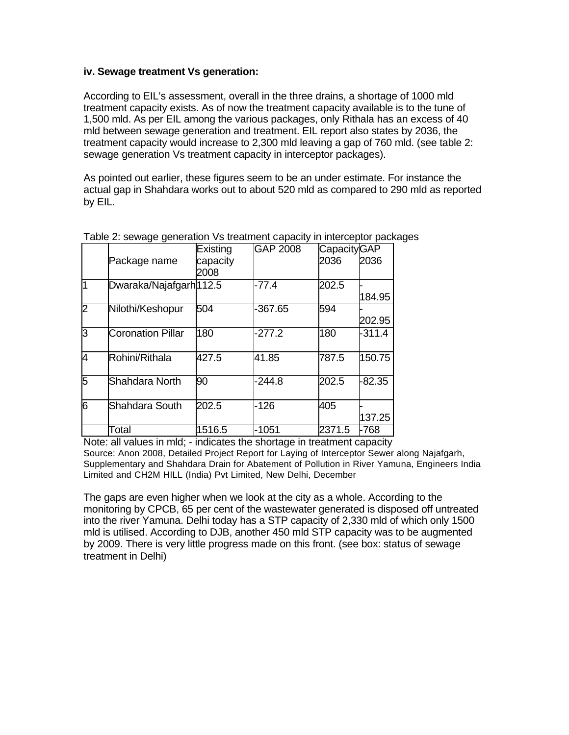**iv. Sewage treatment Vs generation:**

According to EIL's assessment, overall in the three drains, a shortage of 1000 mld treatment capacity exists. As of now the treatment capacity available is to the tune of 1,500 mld. As per EIL among the various packages, only Rithala has an excess of 40 mld between sewage generation and treatment. EIL report also states by 2036, the treatment capacity would increase to 2,300 mld leaving a gap of 760 mld. (see table 2: sewage generation Vs treatment capacity in interceptor packages).

As pointed out earlier, these figures seem to be an under estimate. For instance the actual gap in Shahdara works out to about 520 mld as compared to 290 mld as reported by EIL.

Table 2: sewage generation Vs treatment capacity in interceptor packages

| | Package name | Existing capacity 2008 | GAP 2008 | Capacity 2036 | GAP 2036 |
|---|---|---|---|---|---|
| 1 | Dwaraka/Najafgarh | 112.5 | -77.4 | 202.5 | -184.95 |
| 2 | Nilothi/Keshopur | 504 | -367.65 | 594 | -202.95 |
| 3 | Coronation Pillar | 180 | -277.2 | 180 | -311.4 |
| 4 | Rohini/Rithala | 427.5 | 41.85 | 787.5 | 150.75 |
| 5 | Shahdara North | 90 | -244.8 | 202.5 | -82.35 |
| 6 | Shahdara South | 202.5 | -126 | 405 | -137.25 |
| | Total | 1516.5 | -1051 | 2371.5 | -768 |

Note: all values in mld; - indicates the shortage in treatment capacity

Source: Anon 2008, Detailed Project Report for Laying of Interceptor Sewer along Najafgarh, Supplementary and Shahdara Drain for Abatement of Pollution in River Yamuna, Engineers India Limited and CH2M HILL (India) Pvt Limited, New Delhi, December

The gaps are even higher when we look at the city as a whole. According to the monitoring by CPCB, 65 per cent of the wastewater generated is disposed off untreated into the river Yamuna. Delhi today has a STP capacity of 2,330 mld of which only 1500 mld is utilised. According to DJB, another 450 mld STP capacity was to be augmented by 2009. There is very little progress made on this front. (see box: status of sewage treatment in Delhi)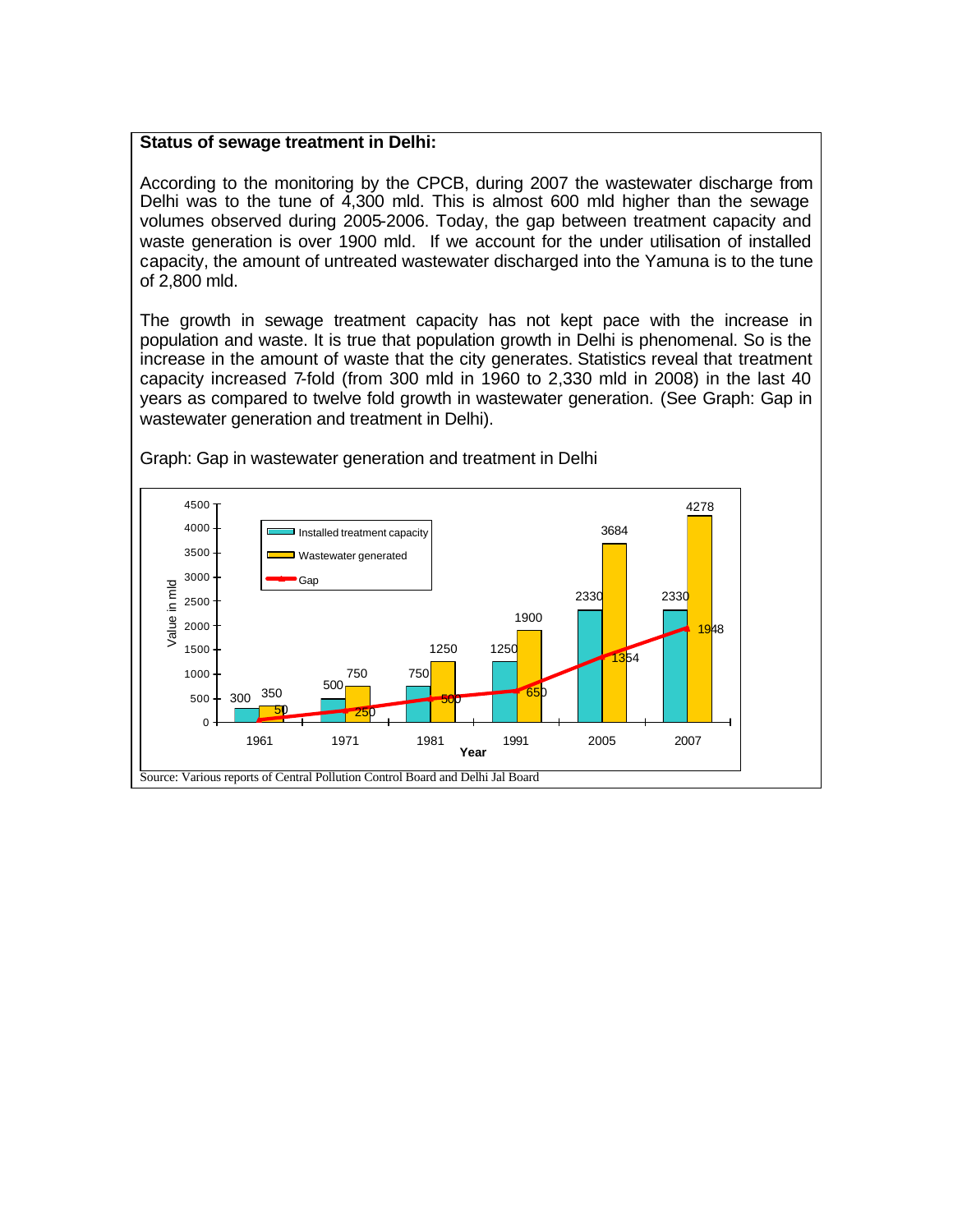**Status of sewage treatment in Delhi:**

According to the monitoring by the CPCB, during 2007 the wastewater discharge from Delhi was to the tune of 4,300 mld. This is almost 600 mld higher than the sewage volumes observed during 2005-2006. Today, the gap between treatment capacity and waste generation is over 1900 mld. If we account for the under utilisation of installed capacity, the amount of untreated wastewater discharged into the Yamuna is to the tune of 2,800 mld.

The growth in sewage treatment capacity has not kept pace with the increase in population and waste. It is true that population growth in Delhi is phenomenal. So is the increase in the amount of waste that the city generates. Statistics reveal that treatment capacity increased 7-fold (from 300 mld in 1960 to 2,330 mld in 2008) in the last 40 years as compared to twelve fold growth in wastewater generation. (See Graph: Gap in wastewater generation and treatment in Delhi).

Graph: Gap in wastewater generation and treatment in Delhi

| Year | Installed treatment capacity | Wastewater generated | Gap |
|---|---|---|---|
| 1961 | 300 | 350 | 50 |
| 1971 | 500 | 750 | 250 |
| 1981 | 750 | 1250 | 500 |
| 1991 | 1250 | 1900 | 650 |
| 2005 | 2330 | 3684 | 1354 |
| 2007 | 2330 | 4278 | 1948 |

Value in mld

Source: Various reports of Central Pollution Control Board and Delhi Jal Board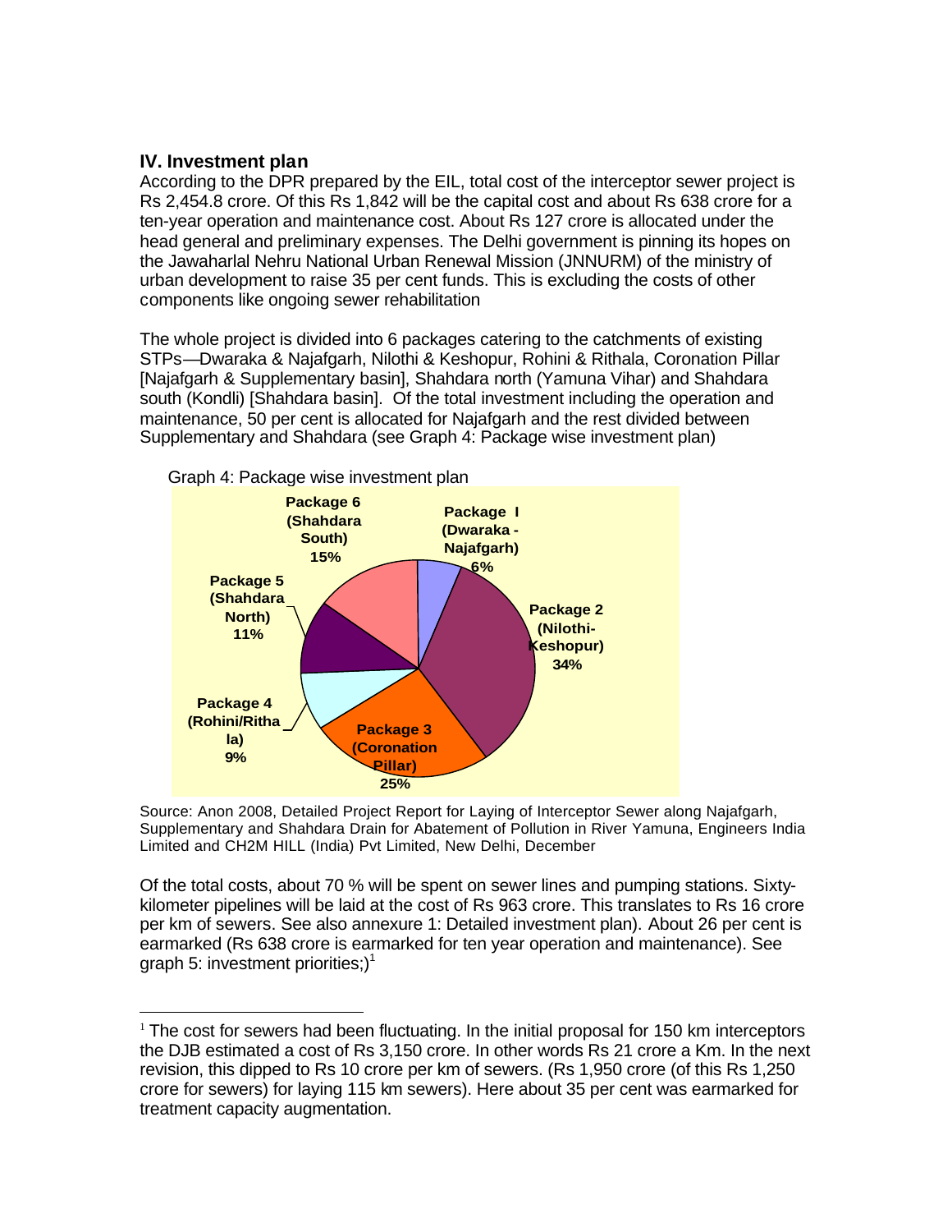## IV. Investment plan

According to the DPR prepared by the EIL, total cost of the interceptor sewer project is Rs 2,454.8 crore. Of this Rs 1,842 will be the capital cost and about Rs 638 crore for a ten-year operation and maintenance cost. About Rs 127 crore is allocated under the head general and preliminary expenses. The Delhi government is pinning its hopes on the Jawaharlal Nehru National Urban Renewal Mission (JNNURM) of the ministry of urban development to raise 35 per cent funds. This is excluding the costs of other components like ongoing sewer rehabilitation

The whole project is divided into 6 packages catering to the catchments of existing STPs—Dwaraka & Najafgarh, Nilothi & Keshopur, Rohini & Rithala, Coronation Pillar [Najafgarh & Supplementary basin], Shahdara north (Yamuna Vihar) and Shahdara south (Kondli) [Shahdara basin]. Of the total investment including the operation and maintenance, 50 per cent is allocated for Najafgarh and the rest divided between Supplementary and Shahdara (see Graph 4: Package wise investment plan)

Graph 4: Package wise investment plan

| Package | Share |
|---|---|
| Package I (Dwaraka - Najafgarh) | 6% |
| Package 2 (Nilothi-Keshopur) | 34% |
| Package 3 (Coronation Pillar) | 25% |
| Package 4 (Rohini/Rithala) | 9% |
| Package 5 (Shahdara North) | 11% |
| Package 6 (Shahdara South) | 15% |

Source: Anon 2008, Detailed Project Report for Laying of Interceptor Sewer along Najafgarh, Supplementary and Shahdara Drain for Abatement of Pollution in River Yamuna, Engineers India Limited and CH2M HILL (India) Pvt Limited, New Delhi, December

Of the total costs, about 70 % will be spent on sewer lines and pumping stations. Sixty-kilometer pipelines will be laid at the cost of Rs 963 crore. This translates to Rs 16 crore per km of sewers. See also annexure 1: Detailed investment plan). About 26 per cent is earmarked (Rs 638 crore is earmarked for ten year operation and maintenance). See graph 5: investment priorities;)[1]

---

[1] The cost for sewers had been fluctuating. In the initial proposal for 150 km interceptors the DJB estimated a cost of Rs 3,150 crore. In other words Rs 21 crore a Km. In the next revision, this dipped to Rs 10 crore per km of sewers. (Rs 1,950 crore (of this Rs 1,250 crore for sewers) for laying 115 km sewers). Here about 35 per cent was earmarked for treatment capacity augmentation.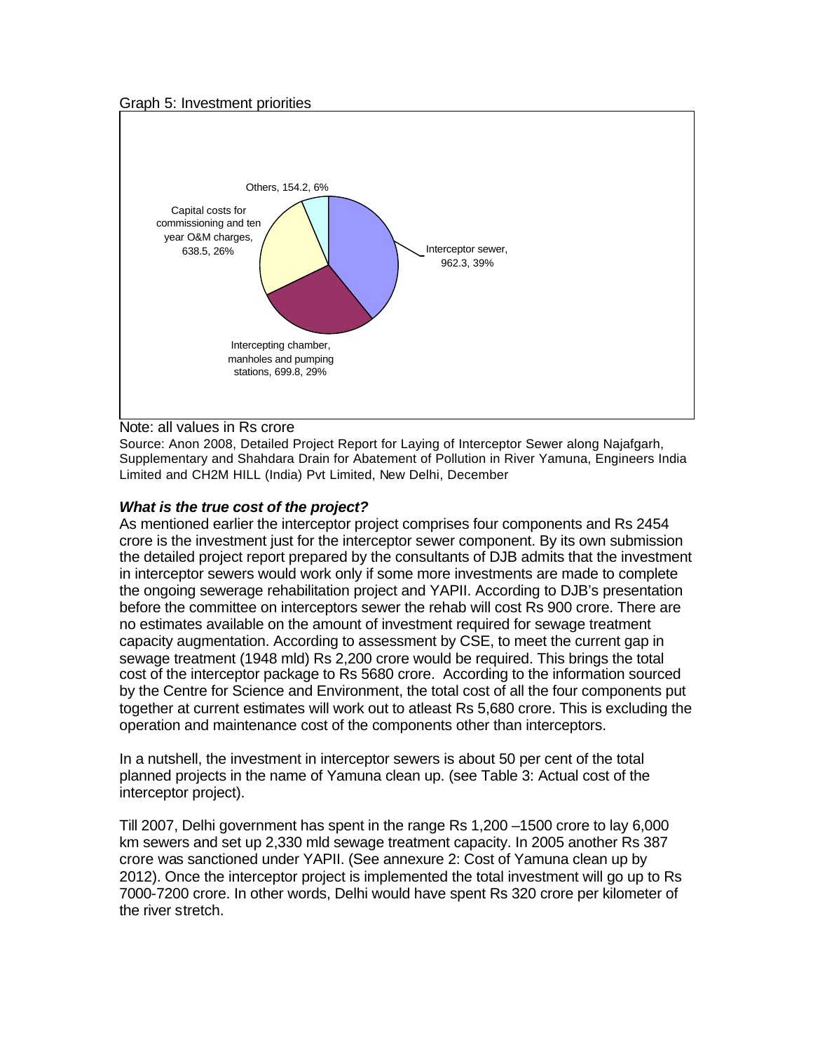Graph 5: Investment priorities

Others, 154.2, 6%

Capital costs for commissioning and ten year O&M charges, 638.5, 26%

Interceptor sewer, 962.3, 39%

Intercepting chamber, manholes and pumping stations, 699.8, 29%

Note: all values in Rs crore

Source: Anon 2008, Detailed Project Report for Laying of Interceptor Sewer along Najafgarh, Supplementary and Shahdara Drain for Abatement of Pollution in River Yamuna, Engineers India Limited and CH2M HILL (India) Pvt Limited, New Delhi, December

### *What is the true cost of the project?*

As mentioned earlier the interceptor project comprises four components and Rs 2454 crore is the investment just for the interceptor sewer component. By its own submission the detailed project report prepared by the consultants of DJB admits that the investment in interceptor sewers would work only if some more investments are made to complete the ongoing sewerage rehabilitation project and YAPII. According to DJB's presentation before the committee on interceptors sewer the rehab will cost Rs 900 crore. There are no estimates available on the amount of investment required for sewage treatment capacity augmentation. According to assessment by CSE, to meet the current gap in sewage treatment (1948 mld) Rs 2,200 crore would be required. This brings the total cost of the interceptor package to Rs 5680 crore. According to the information sourced by the Centre for Science and Environment, the total cost of all the four components put together at current estimates will work out to atleast Rs 5,680 crore. This is excluding the operation and maintenance cost of the components other than interceptors.

In a nutshell, the investment in interceptor sewers is about 50 per cent of the total planned projects in the name of Yamuna clean up. (see Table 3: Actual cost of the interceptor project).

Till 2007, Delhi government has spent in the range Rs 1,200 –1500 crore to lay 6,000 km sewers and set up 2,330 mld sewage treatment capacity. In 2005 another Rs 387 crore was sanctioned under YAPII. (See annexure 2: Cost of Yamuna clean up by 2012). Once the interceptor project is implemented the total investment will go up to Rs 7000-7200 crore. In other words, Delhi would have spent Rs 320 crore per kilometer of the river stretch.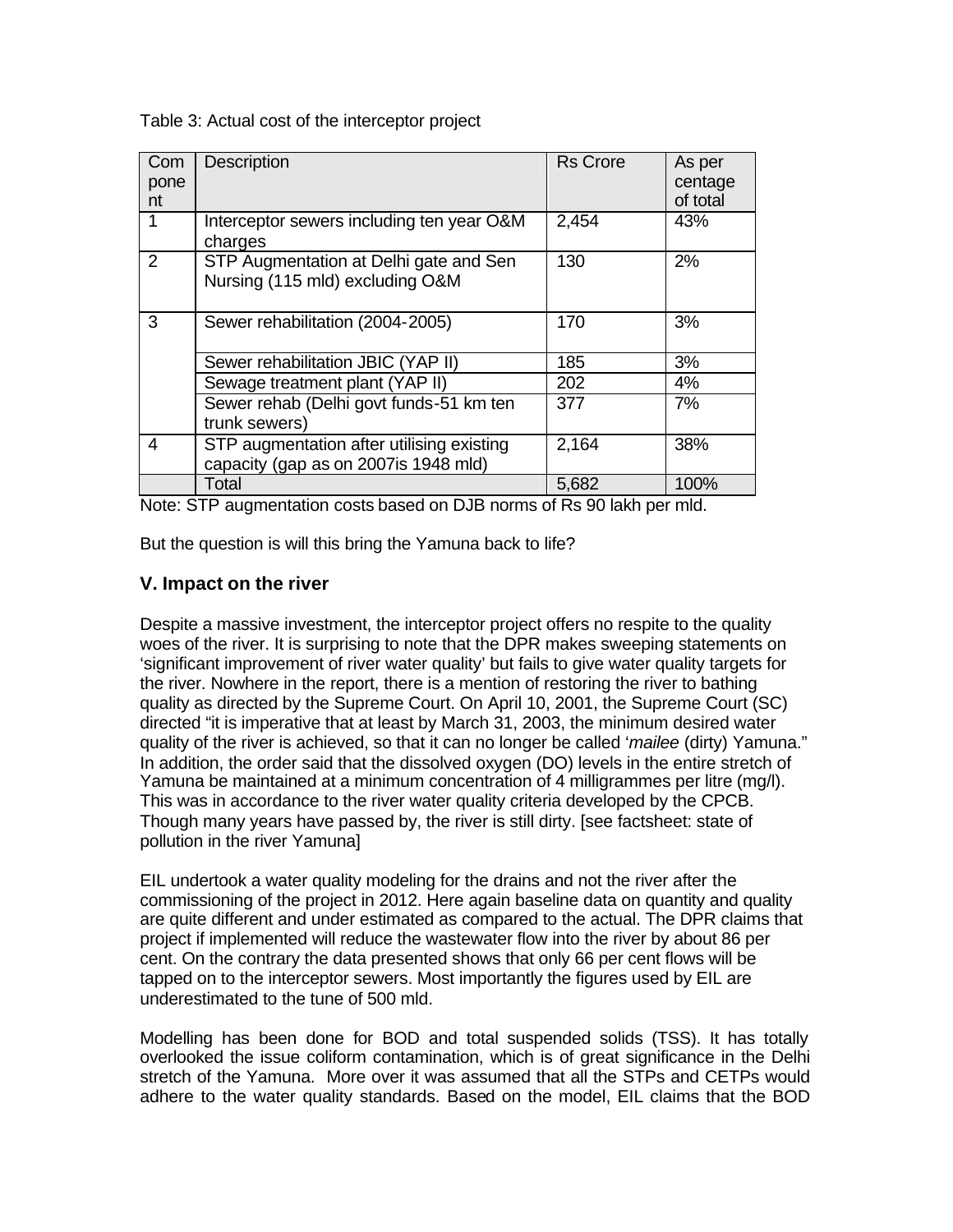Table 3: Actual cost of the interceptor project

| Component | Description | Rs Crore | As per centage of total |
|---|---|---|---|
| 1 | Interceptor sewers including ten year O&M charges | 2,454 | 43% |
| 2 | STP Augmentation at Delhi gate and Sen Nursing (115 mld) excluding O&M | 130 | 2% |
| 3 | Sewer rehabilitation (2004-2005) | 170 | 3% |
| | Sewer rehabilitation JBIC (YAP II) | 185 | 3% |
| | Sewage treatment plant (YAP II) | 202 | 4% |
| | Sewer rehab (Delhi govt funds-51 km ten trunk sewers) | 377 | 7% |
| 4 | STP augmentation after utilising existing capacity (gap as on 2007is 1948 mld) | 2,164 | 38% |
| | Total | 5,682 | 100% |

Note: STP augmentation costs based on DJB norms of Rs 90 lakh per mld.

But the question is will this bring the Yamuna back to life?

## V. Impact on the river

Despite a massive investment, the interceptor project offers no respite to the quality woes of the river. It is surprising to note that the DPR makes sweeping statements on 'significant improvement of river water quality' but fails to give water quality targets for the river. Nowhere in the report, there is a mention of restoring the river to bathing quality as directed by the Supreme Court. On April 10, 2001, the Supreme Court (SC) directed "it is imperative that at least by March 31, 2003, the minimum desired water quality of the river is achieved, so that it can no longer be called '*mailee* (dirty) Yamuna." In addition, the order said that the dissolved oxygen (DO) levels in the entire stretch of Yamuna be maintained at a minimum concentration of 4 milligrammes per litre (mg/l). This was in accordance to the river water quality criteria developed by the CPCB. Though many years have passed by, the river is still dirty. [see factsheet: state of pollution in the river Yamuna]

EIL undertook a water quality modeling for the drains and not the river after the commissioning of the project in 2012. Here again baseline data on quantity and quality are quite different and under estimated as compared to the actual. The DPR claims that project if implemented will reduce the wastewater flow into the river by about 86 per cent. On the contrary the data presented shows that only 66 per cent flows will be tapped on to the interceptor sewers. Most importantly the figures used by EIL are underestimated to the tune of 500 mld.

Modelling has been done for BOD and total suspended solids (TSS). It has totally overlooked the issue coliform contamination, which is of great significance in the Delhi stretch of the Yamuna. More over it was assumed that all the STPs and CETPs would adhere to the water quality standards. Based on the model, EIL claims that the BOD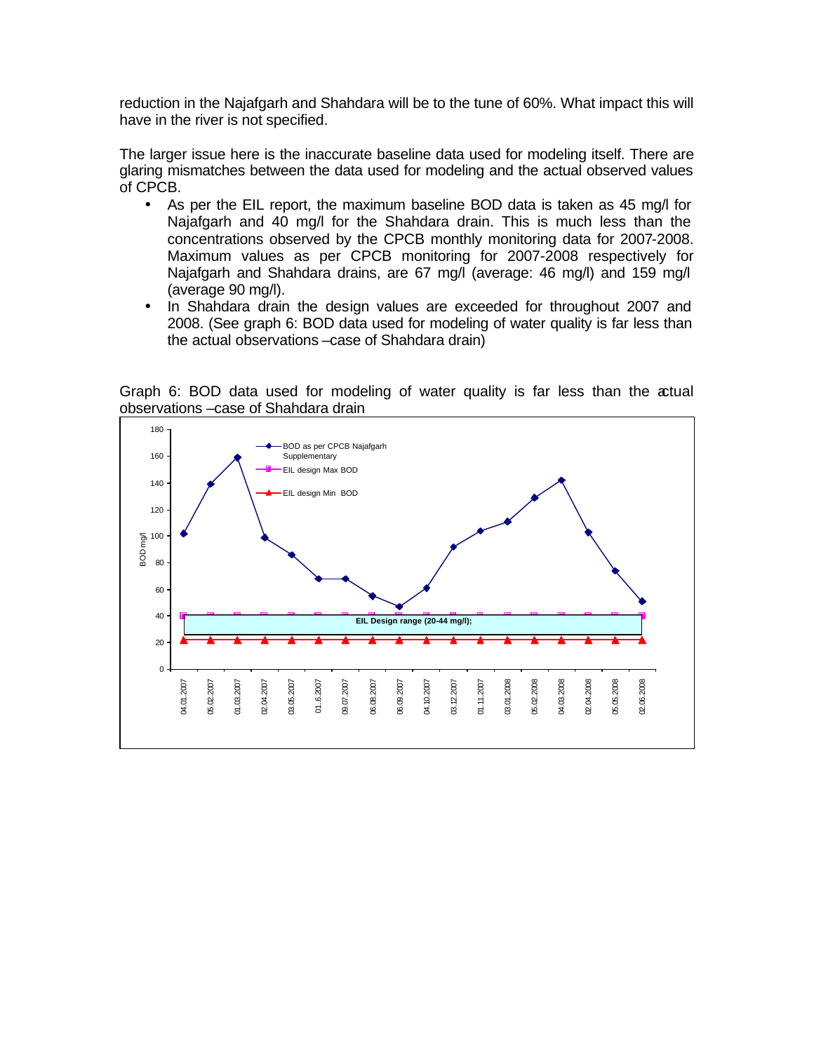reduction in the Najafgarh and Shahdara will be to the tune of 60%. What impact this will have in the river is not specified.

The larger issue here is the inaccurate baseline data used for modeling itself. There are glaring mismatches between the data used for modeling and the actual observed values of CPCB.

- As per the EIL report, the maximum baseline BOD data is taken as 45 mg/l for Najafgarh and 40 mg/l for the Shahdara drain. This is much less than the concentrations observed by the CPCB monthly monitoring data for 2007-2008. Maximum values as per CPCB monitoring for 2007-2008 respectively for Najafgarh and Shahdara drains, are 67 mg/l (average: 46 mg/l) and 159 mg/l (average 90 mg/l).
- In Shahdara drain the design values are exceeded for throughout 2007 and 2008. (See graph 6: BOD data used for modeling of water quality is far less than the actual observations –case of Shahdara drain)

Graph 6: BOD data used for modeling of water quality is far less than the actual observations –case of Shahdara drain

BOD mg/l (y-axis: 0–180)

Legend: BOD as per CPCB Najafgarh Supplementary; EIL design Max BOD; EIL design Min BOD

EIL Design range (20-44 mg/l);

Dates (x-axis): 04.01.2007, 05.02.2007, 01.03.2007, 02.04.2007, 03.05.2007, 01..6.2007, 09.07.2007, 06.08.2007, 06.09.2007, 04.10.2007, 03.12.2007, 01.11.2007, 03.01.2008, 05.02.2008, 04.03.2008, 02.04.2008, 05.05.2008, 02.06.2008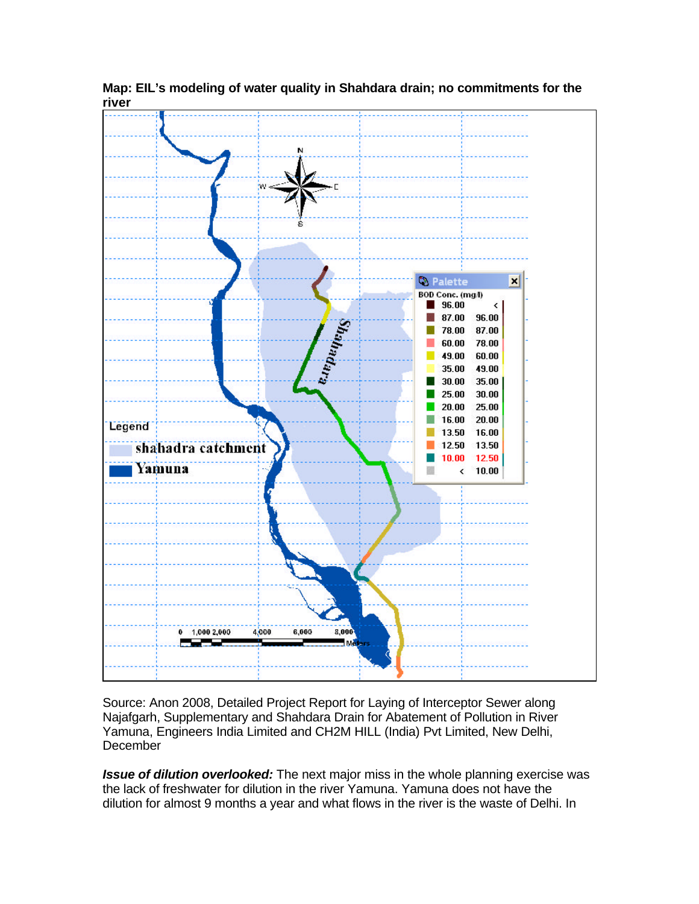**Map: EIL's modeling of water quality in Shahdara drain; no commitments for the river**

Source: Anon 2008, Detailed Project Report for Laying of Interceptor Sewer along Najafgarh, Supplementary and Shahdara Drain for Abatement of Pollution in River Yamuna, Engineers India Limited and CH2M HILL (India) Pvt Limited, New Delhi, December

***Issue of dilution overlooked:*** The next major miss in the whole planning exercise was the lack of freshwater for dilution in the river Yamuna. Yamuna does not have the dilution for almost 9 months a year and what flows in the river is the waste of Delhi. In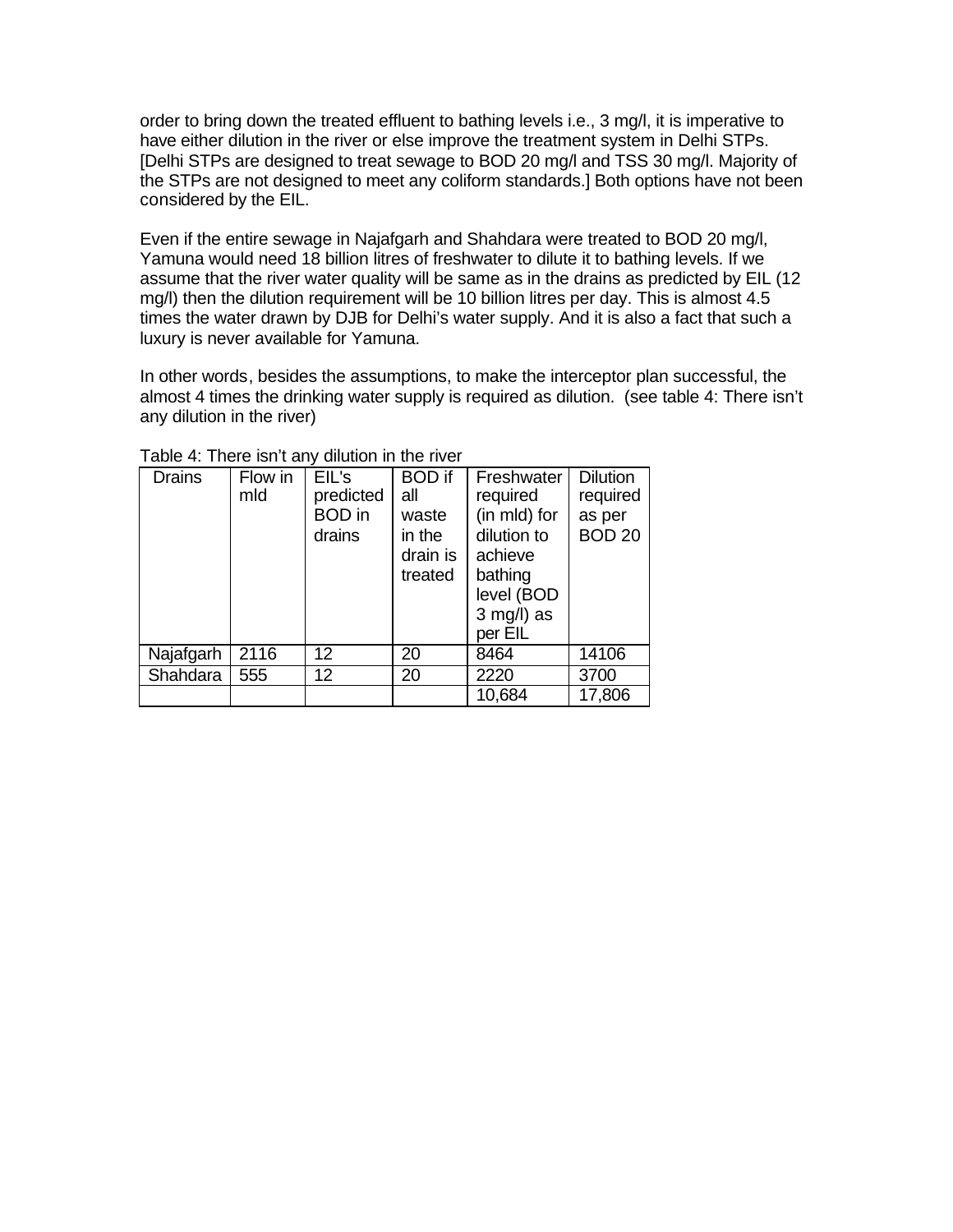order to bring down the treated effluent to bathing levels i.e., 3 mg/l, it is imperative to have either dilution in the river or else improve the treatment system in Delhi STPs. [Delhi STPs are designed to treat sewage to BOD 20 mg/l and TSS 30 mg/l. Majority of the STPs are not designed to meet any coliform standards.] Both options have not been considered by the EIL.

Even if the entire sewage in Najafgarh and Shahdara were treated to BOD 20 mg/l, Yamuna would need 18 billion litres of freshwater to dilute it to bathing levels. If we assume that the river water quality will be same as in the drains as predicted by EIL (12 mg/l) then the dilution requirement will be 10 billion litres per day. This is almost 4.5 times the water drawn by DJB for Delhi's water supply. And it is also a fact that such a luxury is never available for Yamuna.

In other words, besides the assumptions, to make the interceptor plan successful, the almost 4 times the drinking water supply is required as dilution. (see table 4: There isn't any dilution in the river)

Table 4: There isn't any dilution in the river

| Drains | Flow in mld | EIL's predicted BOD in drains | BOD if all waste in the drain is treated | Freshwater required (in mld) for dilution to achieve bathing level (BOD 3 mg/l) as per EIL | Dilution required as per BOD 20 |
|---|---|---|---|---|---|
| Najafgarh | 2116 | 12 | 20 | 8464 | 14106 |
| Shahdara | 555 | 12 | 20 | 2220 | 3700 |
| | | | | 10,684 | 17,806 |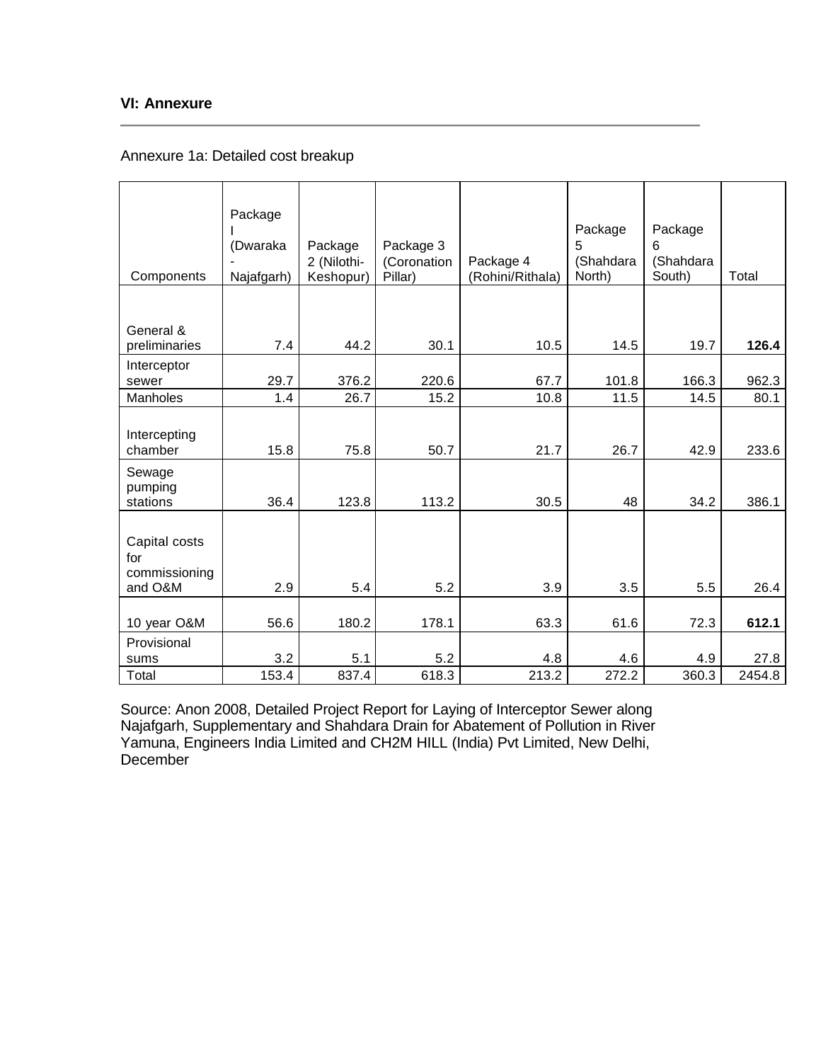## VI: Annexure

Annexure 1a: Detailed cost breakup

| Components | Package I (Dwaraka - Najafgarh) | Package 2 (Nilothi-Keshopur) | Package 3 (Coronation Pillar) | Package 4 (Rohini/Rithala) | Package 5 (Shahdara North) | Package 6 (Shahdara South) | Total |
|---|---|---|---|---|---|---|---|
| General & preliminaries | 7.4 | 44.2 | 30.1 | 10.5 | 14.5 | 19.7 | **126.4** |
| Interceptor sewer | 29.7 | 376.2 | 220.6 | 67.7 | 101.8 | 166.3 | 962.3 |
| Manholes | 1.4 | 26.7 | 15.2 | 10.8 | 11.5 | 14.5 | 80.1 |
| Intercepting chamber | 15.8 | 75.8 | 50.7 | 21.7 | 26.7 | 42.9 | 233.6 |
| Sewage pumping stations | 36.4 | 123.8 | 113.2 | 30.5 | 48 | 34.2 | 386.1 |
| Capital costs for commissioning and O&M | 2.9 | 5.4 | 5.2 | 3.9 | 3.5 | 5.5 | 26.4 |
| 10 year O&M | 56.6 | 180.2 | 178.1 | 63.3 | 61.6 | 72.3 | **612.1** |
| Provisional sums | 3.2 | 5.1 | 5.2 | 4.8 | 4.6 | 4.9 | 27.8 |
| Total | 153.4 | 837.4 | 618.3 | 213.2 | 272.2 | 360.3 | 2454.8 |

Source: Anon 2008, Detailed Project Report for Laying of Interceptor Sewer along Najafgarh, Supplementary and Shahdara Drain for Abatement of Pollution in River Yamuna, Engineers India Limited and CH2M HILL (India) Pvt Limited, New Delhi, December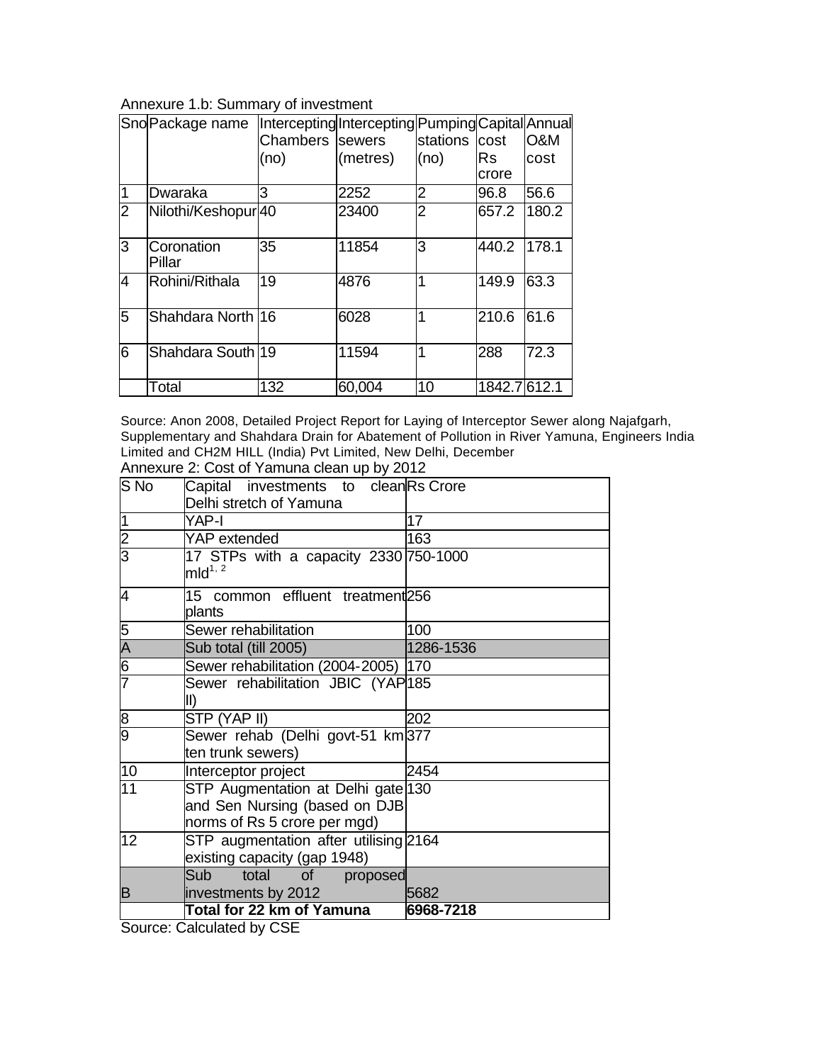Annexure 1.b: Summary of investment

| Sno | Package name | Intercepting Chambers (no) | Intercepting sewers (metres) | Pumping stations (no) | Capital cost Rs crore | Annual O&M cost |
|---|---|---|---|---|---|---|
| 1 | Dwaraka | 3 | 2252 | 2 | 96.8 | 56.6 |
| 2 | Nilothi/Keshopur | 40 | 23400 | 2 | 657.2 | 180.2 |
| 3 | Coronation Pillar | 35 | 11854 | 3 | 440.2 | 178.1 |
| 4 | Rohini/Rithala | 19 | 4876 | 1 | 149.9 | 63.3 |
| 5 | Shahdara North | 16 | 6028 | 1 | 210.6 | 61.6 |
| 6 | Shahdara South | 19 | 11594 | 1 | 288 | 72.3 |
| | Total | 132 | 60,004 | 10 | 1842.7 | 612.1 |

Source: Anon 2008, Detailed Project Report for Laying of Interceptor Sewer along Najafgarh, Supplementary and Shahdara Drain for Abatement of Pollution in River Yamuna, Engineers India Limited and CH2M HILL (India) Pvt Limited, New Delhi, December

Annexure 2: Cost of Yamuna clean up by 2012

| S No | Capital investments to clean Delhi stretch of Yamuna | Rs Crore |
|---|---|---|
| 1 | YAP-I | 17 |
| 2 | YAP extended | 163 |
| 3 | 17 STPs with a capacity 2330 mld[1, 2] | 750-1000 |
| 4 | 15 common effluent treatment plants | 256 |
| 5 | Sewer rehabilitation | 100 |
| A | Sub total (till 2005) | 1286-1536 |
| 6 | Sewer rehabilitation (2004-2005) | 170 |
| 7 | Sewer rehabilitation JBIC (YAP II) | 185 |
| 8 | STP (YAP II) | 202 |
| 9 | Sewer rehab (Delhi govt-51 km ten trunk sewers) | 377 |
| 10 | Interceptor project | 2454 |
| 11 | STP Augmentation at Delhi gate and Sen Nursing (based on DJB norms of Rs 5 crore per mgd) | 130 |
| 12 | STP augmentation after utilising existing capacity (gap 1948) | 2164 |
| B | Sub total of proposed investments by 2012 | 5682 |
| | **Total for 22 km of Yamuna** | **6968-7218** |

Source: Calculated by CSE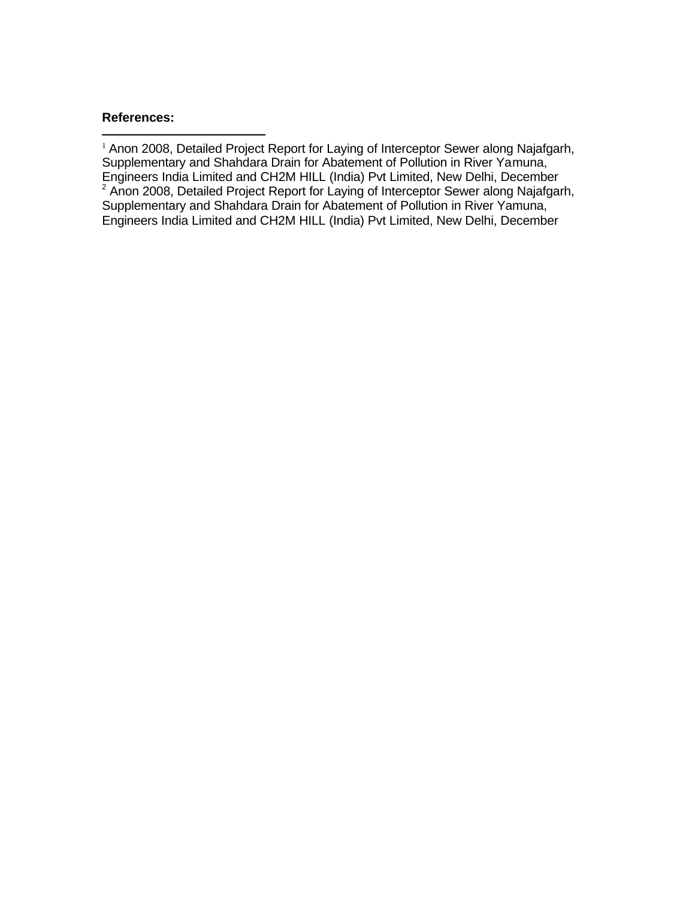**References:**

[1] Anon 2008, Detailed Project Report for Laying of Interceptor Sewer along Najafgarh, Supplementary and Shahdara Drain for Abatement of Pollution in River Yamuna, Engineers India Limited and CH2M HILL (India) Pvt Limited, New Delhi, December

[2] Anon 2008, Detailed Project Report for Laying of Interceptor Sewer along Najafgarh, Supplementary and Shahdara Drain for Abatement of Pollution in River Yamuna, Engineers India Limited and CH2M HILL (India) Pvt Limited, New Delhi, December